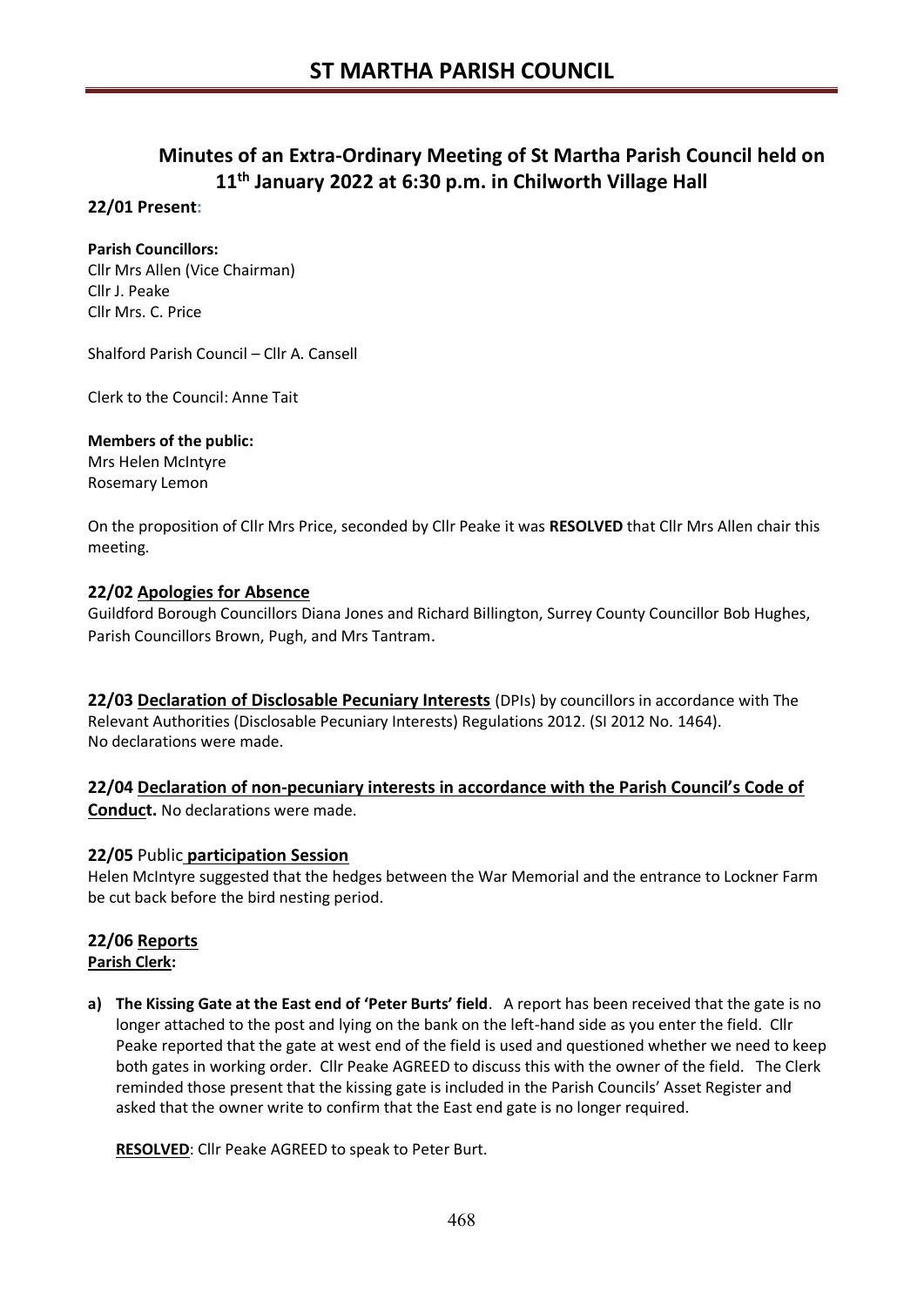# ST MARTHA PARISH COUNCIL

## Minutes of an Extra-Ordinary Meeting of St Martha Parish Council held on 11th January 2022 at 6:30 p.m. in Chilworth Village Hall

### 22/01 Present:

**Parish Councillors:**
Cllr Mrs Allen (Vice Chairman)
Cllr J. Peake
Cllr Mrs. C. Price

Shalford Parish Council – Cllr A. Cansell

Clerk to the Council: Anne Tait

**Members of the public:**
Mrs Helen McIntyre
Rosemary Lemon

On the proposition of Cllr Mrs Price, seconded by Cllr Peake it was **RESOLVED** that Cllr Mrs Allen chair this meeting.

### 22/02 Apologies for Absence

Guildford Borough Councillors Diana Jones and Richard Billington, Surrey County Councillor Bob Hughes, Parish Councillors Brown, Pugh, and Mrs Tantram.

**22/03 Declaration of Disclosable Pecuniary Interests** (DPIs) by councillors in accordance with The Relevant Authorities (Disclosable Pecuniary Interests) Regulations 2012. (SI 2012 No. 1464).
No declarations were made.

**22/04 Declaration of non-pecuniary interests in accordance with the Parish Council's Code of Conduct.** No declarations were made.

### 22/05 Public participation Session

Helen McIntyre suggested that the hedges between the War Memorial and the entrance to Lockner Farm be cut back before the bird nesting period.

### 22/06 Reports

**Parish Clerk:**

a) **The Kissing Gate at the East end of 'Peter Burts' field**. A report has been received that the gate is no longer attached to the post and lying on the bank on the left-hand side as you enter the field. Cllr Peake reported that the gate at west end of the field is used and questioned whether we need to keep both gates in working order. Cllr Peake AGREED to discuss this with the owner of the field. The Clerk reminded those present that the kissing gate is included in the Parish Councils' Asset Register and asked that the owner write to confirm that the East end gate is no longer required.

   **RESOLVED**: Cllr Peake AGREED to speak to Peter Burt.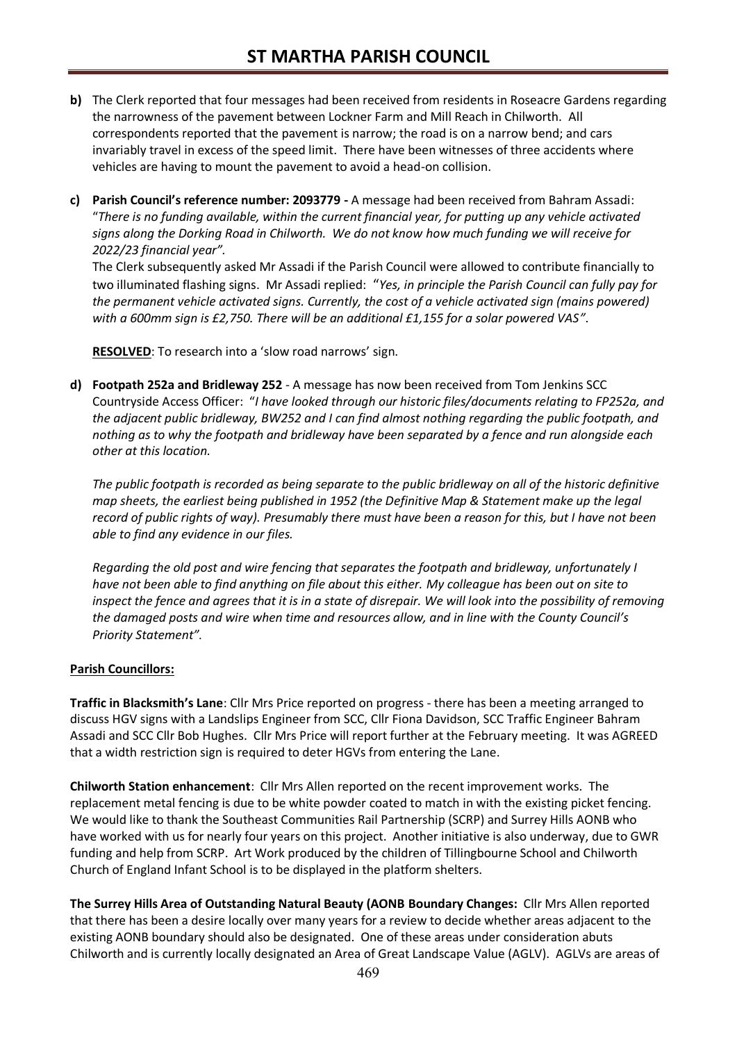**b)** The Clerk reported that four messages had been received from residents in Roseacre Gardens regarding the narrowness of the pavement between Lockner Farm and Mill Reach in Chilworth. All correspondents reported that the pavement is narrow; the road is on a narrow bend; and cars invariably travel in excess of the speed limit. There have been witnesses of three accidents where vehicles are having to mount the pavement to avoid a head-on collision.

**c) Parish Council's reference number: 2093779 -** A message had been received from Bahram Assadi: "*There is no funding available, within the current financial year, for putting up any vehicle activated signs along the Dorking Road in Chilworth. We do not know how much funding we will receive for 2022/23 financial year".*

The Clerk subsequently asked Mr Assadi if the Parish Council were allowed to contribute financially to two illuminated flashing signs. Mr Assadi replied: "*Yes, in principle the Parish Council can fully pay for the permanent vehicle activated signs. Currently, the cost of a vehicle activated sign (mains powered) with a 600mm sign is £2,750. There will be an additional £1,155 for a solar powered VAS"*.

**RESOLVED**: To research into a 'slow road narrows' sign.

**d) Footpath 252a and Bridleway 252** - A message has now been received from Tom Jenkins SCC Countryside Access Officer: "*I have looked through our historic files/documents relating to FP252a, and the adjacent public bridleway, BW252 and I can find almost nothing regarding the public footpath, and nothing as to why the footpath and bridleway have been separated by a fence and run alongside each other at this location.*

*The public footpath is recorded as being separate to the public bridleway on all of the historic definitive map sheets, the earliest being published in 1952 (the Definitive Map & Statement make up the legal record of public rights of way). Presumably there must have been a reason for this, but I have not been able to find any evidence in our files.*

*Regarding the old post and wire fencing that separates the footpath and bridleway, unfortunately I have not been able to find anything on file about this either. My colleague has been out on site to inspect the fence and agrees that it is in a state of disrepair. We will look into the possibility of removing the damaged posts and wire when time and resources allow, and in line with the County Council's Priority Statement"*.

**Parish Councillors:**

**Traffic in Blacksmith's Lane**: Cllr Mrs Price reported on progress - there has been a meeting arranged to discuss HGV signs with a Landslips Engineer from SCC, Cllr Fiona Davidson, SCC Traffic Engineer Bahram Assadi and SCC Cllr Bob Hughes. Cllr Mrs Price will report further at the February meeting. It was AGREED that a width restriction sign is required to deter HGVs from entering the Lane.

**Chilworth Station enhancement**: Cllr Mrs Allen reported on the recent improvement works. The replacement metal fencing is due to be white powder coated to match in with the existing picket fencing. We would like to thank the Southeast Communities Rail Partnership (SCRP) and Surrey Hills AONB who have worked with us for nearly four years on this project. Another initiative is also underway, due to GWR funding and help from SCRP. Art Work produced by the children of Tillingbourne School and Chilworth Church of England Infant School is to be displayed in the platform shelters.

**The Surrey Hills Area of Outstanding Natural Beauty (AONB Boundary Changes:** Cllr Mrs Allen reported that there has been a desire locally over many years for a review to decide whether areas adjacent to the existing AONB boundary should also be designated. One of these areas under consideration abuts Chilworth and is currently locally designated an Area of Great Landscape Value (AGLV). AGLVs are areas of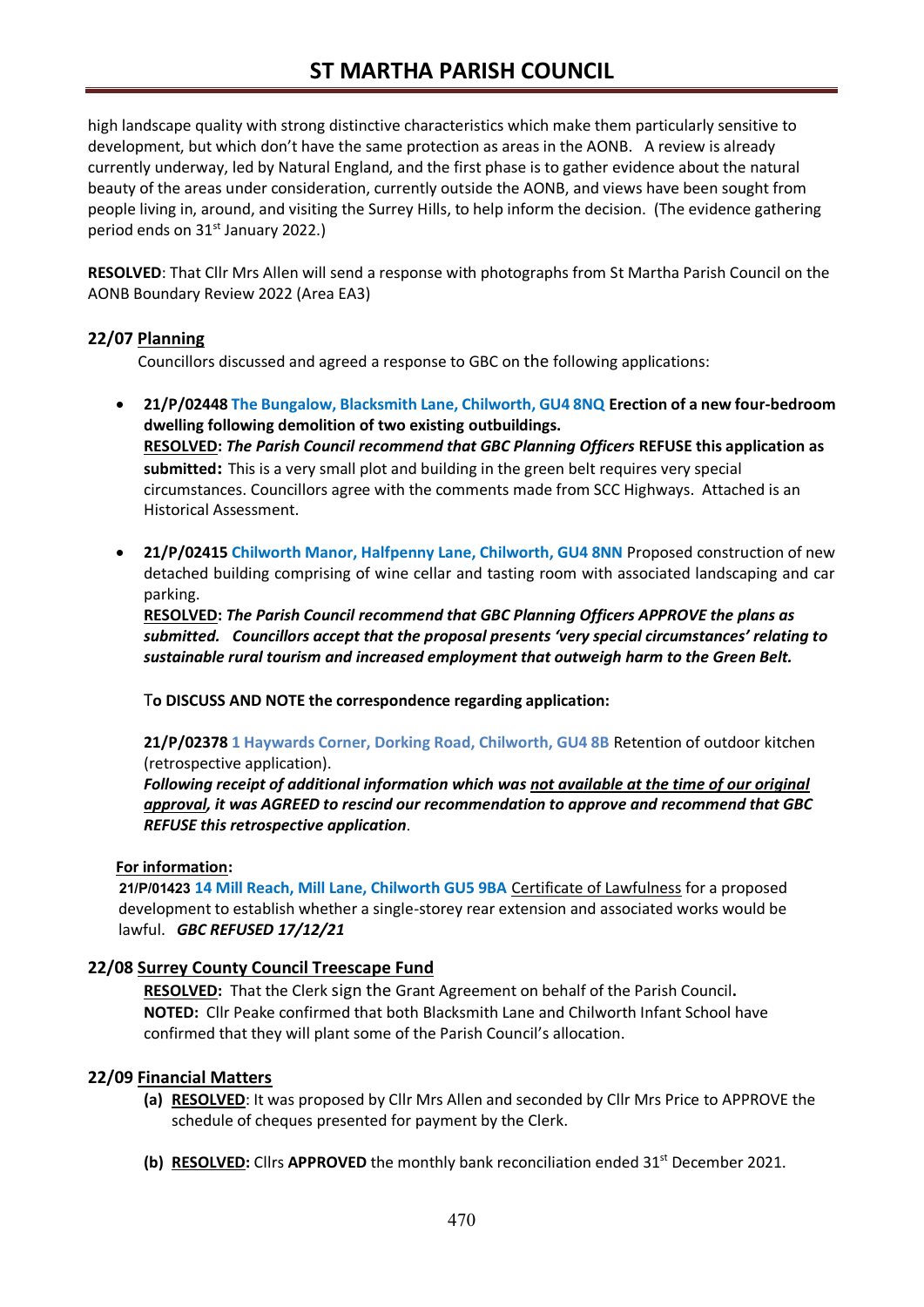high landscape quality with strong distinctive characteristics which make them particularly sensitive to development, but which don't have the same protection as areas in the AONB. A review is already currently underway, led by Natural England, and the first phase is to gather evidence about the natural beauty of the areas under consideration, currently outside the AONB, and views have been sought from people living in, around, and visiting the Surrey Hills, to help inform the decision. (The evidence gathering period ends on 31st January 2022.)

**RESOLVED**: That Cllr Mrs Allen will send a response with photographs from St Martha Parish Council on the AONB Boundary Review 2022 (Area EA3)

## 22/07 Planning

Councillors discussed and agreed a response to GBC on the following applications:

- **21/P/02448 The Bungalow, Blacksmith Lane, Chilworth, GU4 8NQ Erection of a new four-bedroom dwelling following demolition of two existing outbuildings.**
  **RESOLVED:** ***The Parish Council recommend that GBC Planning Officers*** **REFUSE this application as submitted:** This is a very small plot and building in the green belt requires very special circumstances. Councillors agree with the comments made from SCC Highways. Attached is an Historical Assessment.

- **21/P/02415 Chilworth Manor, Halfpenny Lane, Chilworth, GU4 8NN** Proposed construction of new detached building comprising of wine cellar and tasting room with associated landscaping and car parking.
  **RESOLVED:** ***The Parish Council recommend that GBC Planning Officers APPROVE the plans as submitted. Councillors accept that the proposal presents 'very special circumstances' relating to sustainable rural tourism and increased employment that outweigh harm to the Green Belt.***

  T**o DISCUSS AND NOTE the correspondence regarding application:**

  **21/P/02378 1 Haywards Corner, Dorking Road, Chilworth, GU4 8B** Retention of outdoor kitchen (retrospective application).
  ***Following receipt of additional information which was not available at the time of our original approval, it was AGREED to rescind our recommendation to approve and recommend that GBC REFUSE this retrospective application***.

**For information:**
**21/P/01423 14 Mill Reach, Mill Lane, Chilworth GU5 9BA** Certificate of Lawfulness for a proposed development to establish whether a single-storey rear extension and associated works would be lawful. ***GBC REFUSED 17/12/21***

## 22/08 Surrey County Council Treescape Fund

**RESOLVED:** That the Clerk sign the Grant Agreement on behalf of the Parish Council**.**
**NOTED:** Cllr Peake confirmed that both Blacksmith Lane and Chilworth Infant School have confirmed that they will plant some of the Parish Council's allocation.

## 22/09 Financial Matters

**(a) RESOLVED**: It was proposed by Cllr Mrs Allen and seconded by Cllr Mrs Price to APPROVE the schedule of cheques presented for payment by the Clerk.

**(b) RESOLVED:** Cllrs **APPROVED** the monthly bank reconciliation ended 31st December 2021.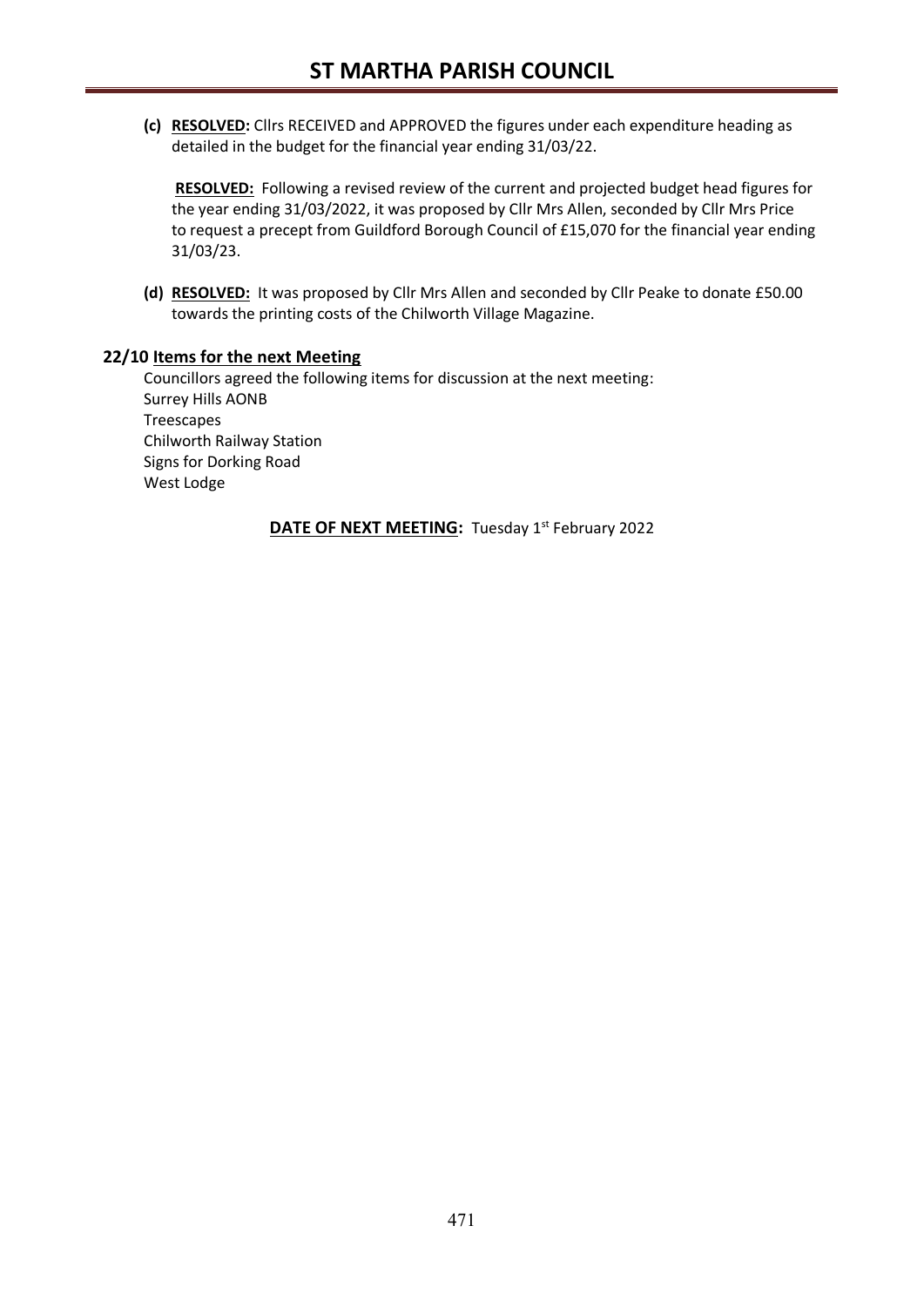**(c)** **RESOLVED:** Cllrs RECEIVED and APPROVED the figures under each expenditure heading as detailed in the budget for the financial year ending 31/03/22.

**RESOLVED:** Following a revised review of the current and projected budget head figures for the year ending 31/03/2022, it was proposed by Cllr Mrs Allen, seconded by Cllr Mrs Price to request a precept from Guildford Borough Council of £15,070 for the financial year ending 31/03/23.

**(d)** **RESOLVED:** It was proposed by Cllr Mrs Allen and seconded by Cllr Peake to donate £50.00 towards the printing costs of the Chilworth Village Magazine.

### 22/10 Items for the next Meeting

Councillors agreed the following items for discussion at the next meeting:
Surrey Hills AONB
Treescapes
Chilworth Railway Station
Signs for Dorking Road
West Lodge

**DATE OF NEXT MEETING:** Tuesday 1st February 2022